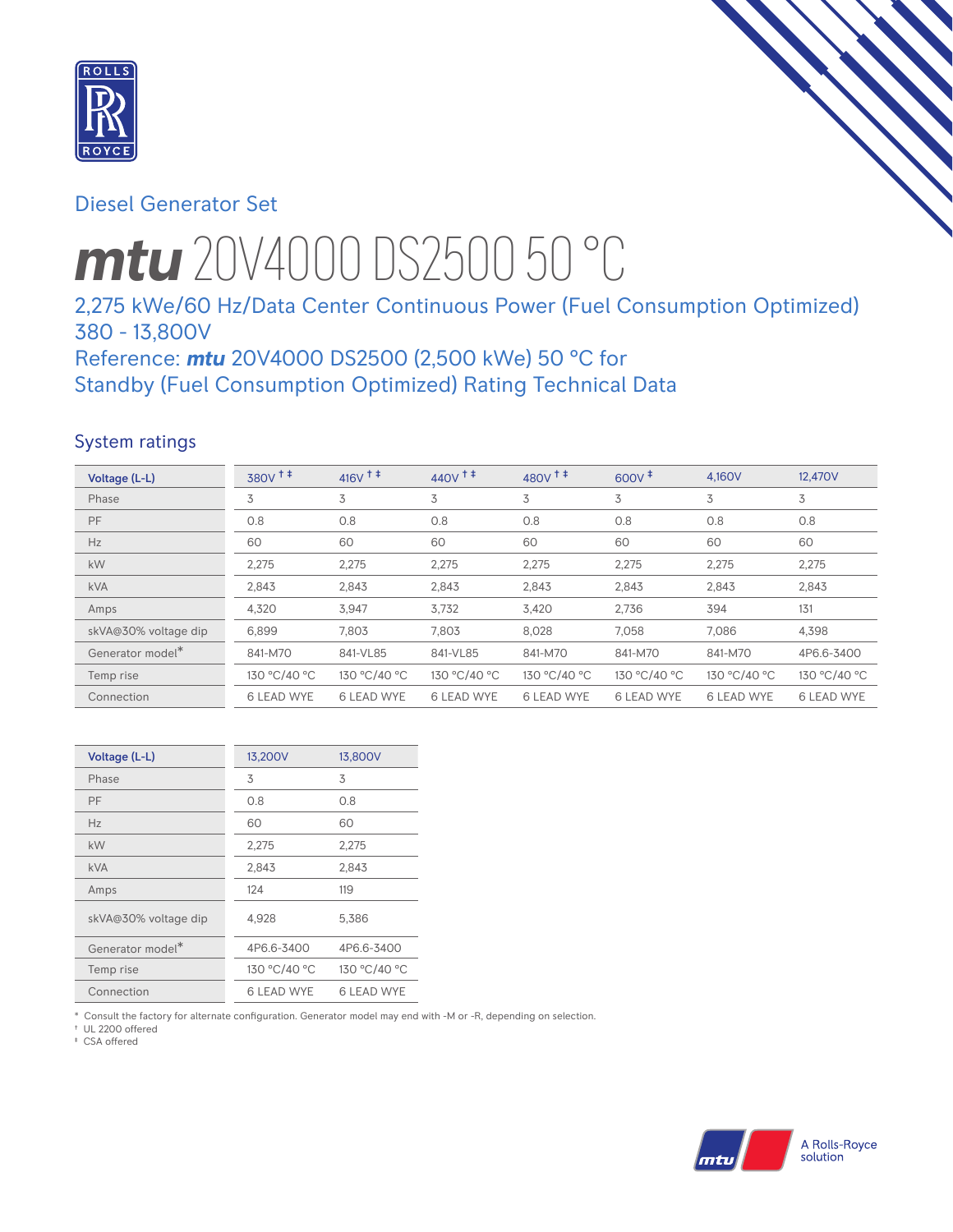Diesel Generator Set

# mtu 20V4000 DS2500 50 °C

## 2,275 kWe/60 Hz/Data Center Continuous Power (Fuel Consumption Optimized) 380 - 13,800V

## Reference: *mtu* 20V4000 DS2500 (2,500 kWe) 50 °C for Standby (Fuel Consumption Optimized) Rating Technical Data

### System ratings

| Voltage (L-L) | 380V † ‡ | 416V † ‡ | 440V † ‡ | 480V † ‡ | 600V ‡ | 4,160V | 12,470V |
|---|---|---|---|---|---|---|---|
| Phase | 3 | 3 | 3 | 3 | 3 | 3 | 3 |
| PF | 0.8 | 0.8 | 0.8 | 0.8 | 0.8 | 0.8 | 0.8 |
| Hz | 60 | 60 | 60 | 60 | 60 | 60 | 60 |
| kW | 2,275 | 2,275 | 2,275 | 2,275 | 2,275 | 2,275 | 2,275 |
| kVA | 2,843 | 2,843 | 2,843 | 2,843 | 2,843 | 2,843 | 2,843 |
| Amps | 4,320 | 3,947 | 3,732 | 3,420 | 2,736 | 394 | 131 |
| skVA@30% voltage dip | 6,899 | 7,803 | 7,803 | 8,028 | 7,058 | 7,086 | 4,398 |
| Generator model* | 841-M70 | 841-VL85 | 841-VL85 | 841-M70 | 841-M70 | 841-M70 | 4P6.6-3400 |
| Temp rise | 130 °C/40 °C | 130 °C/40 °C | 130 °C/40 °C | 130 °C/40 °C | 130 °C/40 °C | 130 °C/40 °C | 130 °C/40 °C |
| Connection | 6 LEAD WYE | 6 LEAD WYE | 6 LEAD WYE | 6 LEAD WYE | 6 LEAD WYE | 6 LEAD WYE | 6 LEAD WYE |

| Voltage (L-L) | 13,200V | 13,800V |
|---|---|---|
| Phase | 3 | 3 |
| PF | 0.8 | 0.8 |
| Hz | 60 | 60 |
| kW | 2,275 | 2,275 |
| kVA | 2,843 | 2,843 |
| Amps | 124 | 119 |
| skVA@30% voltage dip | 4,928 | 5,386 |
| Generator model* | 4P6.6-3400 | 4P6.6-3400 |
| Temp rise | 130 °C/40 °C | 130 °C/40 °C |
| Connection | 6 LEAD WYE | 6 LEAD WYE |

\* Consult the factory for alternate configuration. Generator model may end with -M or -R, depending on selection.
† UL 2200 offered
‡ CSA offered

A Rolls-Royce solution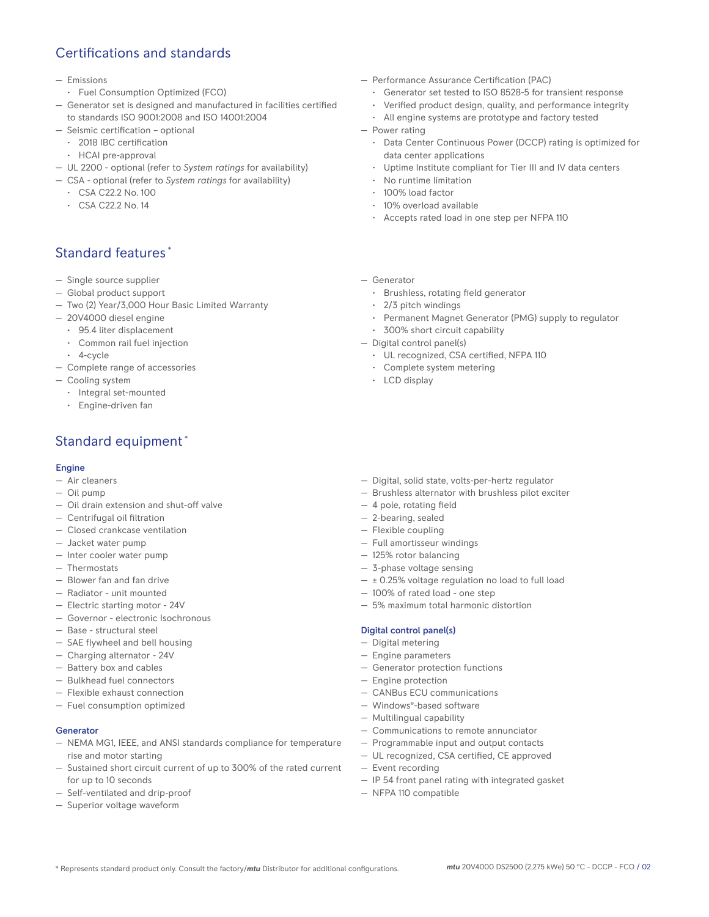## Certifications and standards

- Emissions
  - Fuel Consumption Optimized (FCO)
- Generator set is designed and manufactured in facilities certified to standards ISO 9001:2008 and ISO 14001:2004
- Seismic certification – optional
  - 2018 IBC certification
  - HCAI pre-approval
- UL 2200 - optional (refer to *System ratings* for availability)
- CSA - optional (refer to *System ratings* for availability)
  - CSA C22.2 No. 100
  - CSA C22.2 No. 14
- Performance Assurance Certification (PAC)
  - Generator set tested to ISO 8528-5 for transient response
  - Verified product design, quality, and performance integrity
  - All engine systems are prototype and factory tested
- Power rating
  - Data Center Continuous Power (DCCP) rating is optimized for data center applications
  - Uptime Institute compliant for Tier III and IV data centers
  - No runtime limitation
  - 100% load factor
  - 10% overload available
  - Accepts rated load in one step per NFPA 110

## Standard features*

- Single source supplier
- Global product support
- Two (2) Year/3,000 Hour Basic Limited Warranty
- 20V4000 diesel engine
  - 95.4 liter displacement
  - Common rail fuel injection
  - 4-cycle
- Complete range of accessories
- Cooling system
  - Integral set-mounted
  - Engine-driven fan
- Generator
  - Brushless, rotating field generator
  - 2/3 pitch windings
  - Permanent Magnet Generator (PMG) supply to regulator
  - 300% short circuit capability
- Digital control panel(s)
  - UL recognized, CSA certified, NFPA 110
  - Complete system metering
  - LCD display

## Standard equipment*

### Engine

- Air cleaners
- Oil pump
- Oil drain extension and shut-off valve
- Centrifugal oil filtration
- Closed crankcase ventilation
- Jacket water pump
- Inter cooler water pump
- Thermostats
- Blower fan and fan drive
- Radiator - unit mounted
- Electric starting motor - 24V
- Governor - electronic Isochronous
- Base - structural steel
- SAE flywheel and bell housing
- Charging alternator - 24V
- Battery box and cables
- Bulkhead fuel connectors
- Flexible exhaust connection
- Fuel consumption optimized

### Generator

- NEMA MG1, IEEE, and ANSI standards compliance for temperature rise and motor starting
- Sustained short circuit current of up to 300% of the rated current for up to 10 seconds
- Self-ventilated and drip-proof
- Superior voltage waveform
- Digital, solid state, volts-per-hertz regulator
- Brushless alternator with brushless pilot exciter
- 4 pole, rotating field
- 2-bearing, sealed
- Flexible coupling
- Full amortisseur windings
- 125% rotor balancing
- 3-phase voltage sensing
- ± 0.25% voltage regulation no load to full load
- 100% of rated load - one step
- 5% maximum total harmonic distortion

### Digital control panel(s)

- Digital metering
- Engine parameters
- Generator protection functions
- Engine protection
- CANBus ECU communications
- Windows®-based software
- Multilingual capability
- Communications to remote annunciator
- Programmable input and output contacts
- UL recognized, CSA certified, CE approved
- Event recording
- IP 54 front panel rating with integrated gasket
- NFPA 110 compatible

\* Represents standard product only. Consult the factory/***mtu*** Distributor for additional configurations.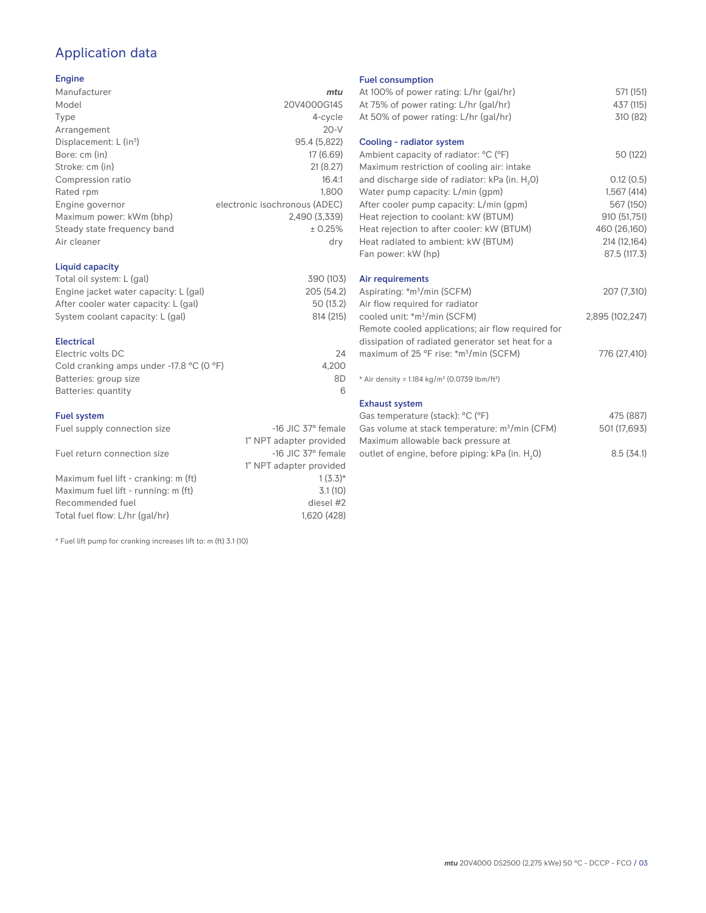# Application data

## Engine

| | |
|---|---|
| Manufacturer | *mtu* |
| Model | 20V4000G14S |
| Type | 4-cycle |
| Arrangement | 20-V |
| Displacement: L ($in^3$) | 95.4 (5,822) |
| Bore: cm (in) | 17 (6.69) |
| Stroke: cm (in) | 21 (8.27) |
| Compression ratio | 16.4:1 |
| Rated rpm | 1,800 |
| Engine governor | electronic isochronous (ADEC) |
| Maximum power: kWm (bhp) | 2,490 (3,339) |
| Steady state frequency band | ± 0.25% |
| Air cleaner | dry |

## Liquid capacity

| | |
|---|---|
| Total oil system: L (gal) | 390 (103) |
| Engine jacket water capacity: L (gal) | 205 (54.2) |
| After cooler water capacity: L (gal) | 50 (13.2) |
| System coolant capacity: L (gal) | 814 (215) |

## Electrical

| | |
|---|---|
| Electric volts DC | 24 |
| Cold cranking amps under -17.8 °C (0 °F) | 4,200 |
| Batteries: group size | 8D |
| Batteries: quantity | 6 |

## Fuel system

| | |
|---|---|
| Fuel supply connection size | -16 JIC 37° female 1" NPT adapter provided |
| Fuel return connection size | -16 JIC 37° female 1" NPT adapter provided |
| Maximum fuel lift - cranking: m (ft) | 1 (3.3)* |
| Maximum fuel lift - running: m (ft) | 3.1 (10) |
| Recommended fuel | diesel #2 |
| Total fuel flow: L/hr (gal/hr) | 1,620 (428) |

* Fuel lift pump for cranking increases lift to: m (ft) 3.1 (10)

## Fuel consumption

| | |
|---|---|
| At 100% of power rating: L/hr (gal/hr) | 571 (151) |
| At 75% of power rating: L/hr (gal/hr) | 437 (115) |
| At 50% of power rating: L/hr (gal/hr) | 310 (82) |

## Cooling - radiator system

| | |
|---|---|
| Ambient capacity of radiator: °C (°F) | 50 (122) |
| Maximum restriction of cooling air: intake and discharge side of radiator: kPa (in. $H_2O$) | 0.12 (0.5) |
| Water pump capacity: L/min (gpm) | 1,567 (414) |
| After cooler pump capacity: L/min (gpm) | 567 (150) |
| Heat rejection to coolant: kW (BTUM) | 910 (51,751) |
| Heat rejection to after cooler: kW (BTUM) | 460 (26,160) |
| Heat radiated to ambient: kW (BTUM) | 214 (12,164) |
| Fan power: kW (hp) | 87.5 (117.3) |

## Air requirements

| | |
|---|---|
| Aspirating: *$m^3$/min (SCFM) | 207 (7,310) |
| Air flow required for radiator cooled unit: *$m^3$/min (SCFM) | 2,895 (102,247) |
| Remote cooled applications; air flow required for dissipation of radiated generator set heat for a maximum of 25 °F rise: *$m^3$/min (SCFM) | 776 (27,410) |

* Air density = 1.184 kg/$m^3$ (0.0739 lbm/$ft^3$)

## Exhaust system

| | |
|---|---|
| Gas temperature (stack): °C (°F) | 475 (887) |
| Gas volume at stack temperature: $m^3$/min (CFM) | 501 (17,693) |
| Maximum allowable back pressure at outlet of engine, before piping: kPa (in. $H_2O$) | 8.5 (34.1) |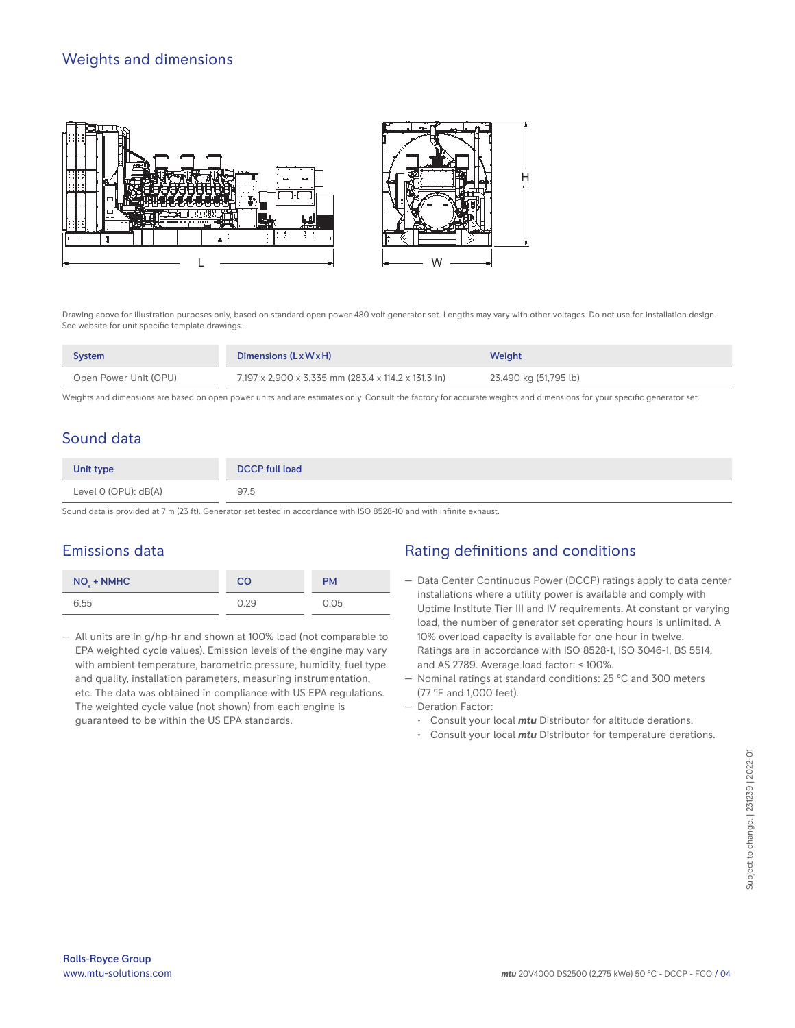## Weights and dimensions

L

W

H

Drawing above for illustration purposes only, based on standard open power 480 volt generator set. Lengths may vary with other voltages. Do not use for installation design. See website for unit specific template drawings.

| System | Dimensions (L x W x H) | Weight |
|---|---|---|
| Open Power Unit (OPU) | 7,197 x 2,900 x 3,335 mm (283.4 x 114.2 x 131.3 in) | 23,490 kg (51,795 lb) |

Weights and dimensions are based on open power units and are estimates only. Consult the factory for accurate weights and dimensions for your specific generator set.

## Sound data

| Unit type | DCCP full load |
|---|---|
| Level 0 (OPU): dB(A) | 97.5 |

Sound data is provided at 7 m (23 ft). Generator set tested in accordance with ISO 8528-10 and with infinite exhaust.

## Emissions data

| $NO_x$ + NMHC | CO | PM |
|---|---|---|
| 6.55 | 0.29 | 0.05 |

- All units are in g/hp-hr and shown at 100% load (not comparable to EPA weighted cycle values). Emission levels of the engine may vary with ambient temperature, barometric pressure, humidity, fuel type and quality, installation parameters, measuring instrumentation, etc. The data was obtained in compliance with US EPA regulations. The weighted cycle value (not shown) from each engine is guaranteed to be within the US EPA standards.

## Rating definitions and conditions

- Data Center Continuous Power (DCCP) ratings apply to data center installations where a utility power is available and comply with Uptime Institute Tier III and IV requirements. At constant or varying load, the number of generator set operating hours is unlimited. A 10% overload capacity is available for one hour in twelve. Ratings are in accordance with ISO 8528-1, ISO 3046-1, BS 5514, and AS 2789. Average load factor: ≤ 100%.
- Nominal ratings at standard conditions: 25 °C and 300 meters (77 °F and 1,000 feet).
- Deration Factor:
  - Consult your local ***mtu*** Distributor for altitude derations.
  - Consult your local ***mtu*** Distributor for temperature derations.

Subject to change. | 231239 | 2022-01

Rolls-Royce Group
www.mtu-solutions.com